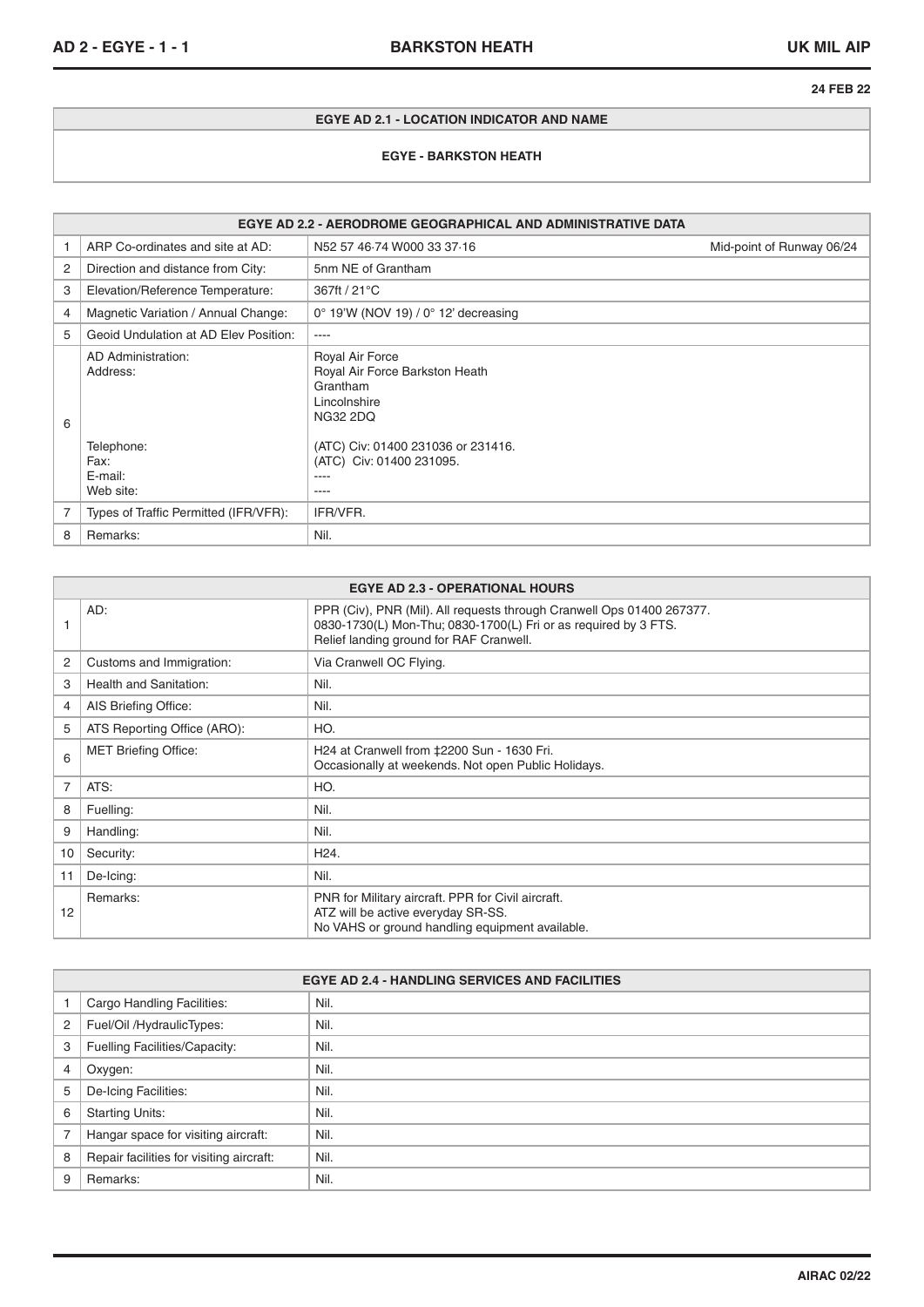24 FEB 22

| EGYE AD 2.1 - LOCATION INDICATOR AND NAME |
|---|
| EGYE - BARKSTON HEATH |

| EGYE AD 2.2 - AERODROME GEOGRAPHICAL AND ADMINISTRATIVE DATA | | | |
|---|---|---|---|
| 1 | ARP Co-ordinates and site at AD: | N52 57 46·74 W000 33 37·16 | Mid-point of Runway 06/24 |
| 2 | Direction and distance from City: | 5nm NE of Grantham | |
| 3 | Elevation/Reference Temperature: | 367ft / 21°C | |
| 4 | Magnetic Variation / Annual Change: | 0° 19'W (NOV 19) / 0° 12' decreasing | |
| 5 | Geoid Undulation at AD Elev Position: | ---- | |
| 6 | AD Administration:<br>Address:<br><br><br><br>Telephone:<br>Fax:<br>E-mail:<br>Web site: | Royal Air Force<br>Royal Air Force Barkston Heath<br>Grantham<br>Lincolnshire<br>NG32 2DQ<br>(ATC) Civ: 01400 231036 or 231416.<br>(ATC) Civ: 01400 231095.<br>----<br>---- | |
| 7 | Types of Traffic Permitted (IFR/VFR): | IFR/VFR. | |
| 8 | Remarks: | Nil. | |

| EGYE AD 2.3 - OPERATIONAL HOURS | | |
|---|---|---|
| 1 | AD: | PPR (Civ), PNR (Mil). All requests through Cranwell Ops 01400 267377.<br>0830-1730(L) Mon-Thu; 0830-1700(L) Fri or as required by 3 FTS.<br>Relief landing ground for RAF Cranwell. |
| 2 | Customs and Immigration: | Via Cranwell OC Flying. |
| 3 | Health and Sanitation: | Nil. |
| 4 | AIS Briefing Office: | Nil. |
| 5 | ATS Reporting Office (ARO): | HO. |
| 6 | MET Briefing Office: | H24 at Cranwell from ‡2200 Sun - 1630 Fri.<br>Occasionally at weekends. Not open Public Holidays. |
| 7 | ATS: | HO. |
| 8 | Fuelling: | Nil. |
| 9 | Handling: | Nil. |
| 10 | Security: | H24. |
| 11 | De-Icing: | Nil. |
| 12 | Remarks: | PNR for Military aircraft. PPR for Civil aircraft.<br>ATZ will be active everyday SR-SS.<br>No VAHS or ground handling equipment available. |

| EGYE AD 2.4 - HANDLING SERVICES AND FACILITIES | | |
|---|---|---|
| 1 | Cargo Handling Facilities: | Nil. |
| 2 | Fuel/Oil /HydraulicTypes: | Nil. |
| 3 | Fuelling Facilities/Capacity: | Nil. |
| 4 | Oxygen: | Nil. |
| 5 | De-Icing Facilities: | Nil. |
| 6 | Starting Units: | Nil. |
| 7 | Hangar space for visiting aircraft: | Nil. |
| 8 | Repair facilities for visiting aircraft: | Nil. |
| 9 | Remarks: | Nil. |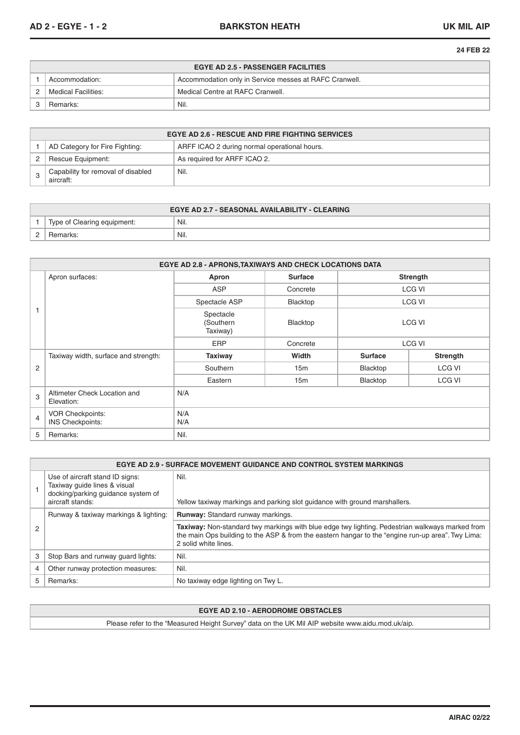24 FEB 22

| EGYE AD 2.5 - PASSENGER FACILITIES | | |
|---|---|---|
| 1 | Accommodation: | Accommodation only in Service messes at RAFC Cranwell. |
| 2 | Medical Facilities: | Medical Centre at RAFC Cranwell. |
| 3 | Remarks: | Nil. |

| EGYE AD 2.6 - RESCUE AND FIRE FIGHTING SERVICES | | |
|---|---|---|
| 1 | AD Category for Fire Fighting: | ARFF ICAO 2 during normal operational hours. |
| 2 | Rescue Equipment: | As required for ARFF ICAO 2. |
| 3 | Capability for removal of disabled aircraft: | Nil. |

| EGYE AD 2.7 - SEASONAL AVAILABILITY - CLEARING | | |
|---|---|---|
| 1 | Type of Clearing equipment: | Nil. |
| 2 | Remarks: | Nil. |

| EGYE AD 2.8 - APRONS,TAXIWAYS AND CHECK LOCATIONS DATA | | | | | |
|---|---|---|---|---|---|
| 1 | Apron surfaces: | **Apron** | **Surface** | **Strength** | |
| | | ASP | Concrete | LCG VI | |
| | | Spectacle ASP | Blacktop | LCG VI | |
| | | Spectacle (Southern Taxiway) | Blacktop | LCG VI | |
| | | ERP | Concrete | LCG VI | |
| 2 | Taxiway width, surface and strength: | **Taxiway** | **Width** | **Surface** | **Strength** |
| | | Southern | 15m | Blacktop | LCG VI |
| | | Eastern | 15m | Blacktop | LCG VI |
| 3 | Altimeter Check Location and Elevation: | N/A | | | |
| 4 | VOR Checkpoints:<br>INS Checkpoints: | N/A<br>N/A | | | |
| 5 | Remarks: | Nil. | | | |

| EGYE AD 2.9 - SURFACE MOVEMENT GUIDANCE AND CONTROL SYSTEM MARKINGS | | |
|---|---|---|
| 1 | Use of aircraft stand ID signs:<br>Taxiway guide lines & visual docking/parking guidance system of aircraft stands: | Nil.<br>Yellow taxiway markings and parking slot guidance with ground marshallers. |
| 2 | Runway & taxiway markings & lighting: | **Runway:** Standard runway markings. |
| | | **Taxiway:** Non-standard twy markings with blue edge twy lighting. Pedestrian walkways marked from the main Ops building to the ASP & from the eastern hangar to the "engine run-up area". Twy Lima: 2 solid white lines. |
| 3 | Stop Bars and runway guard lights: | Nil. |
| 4 | Other runway protection measures: | Nil. |
| 5 | Remarks: | No taxiway edge lighting on Twy L. |

| EGYE AD 2.10 - AERODROME OBSTACLES |
|---|
| Please refer to the "Measured Height Survey" data on the UK Mil AIP website www.aidu.mod.uk/aip. |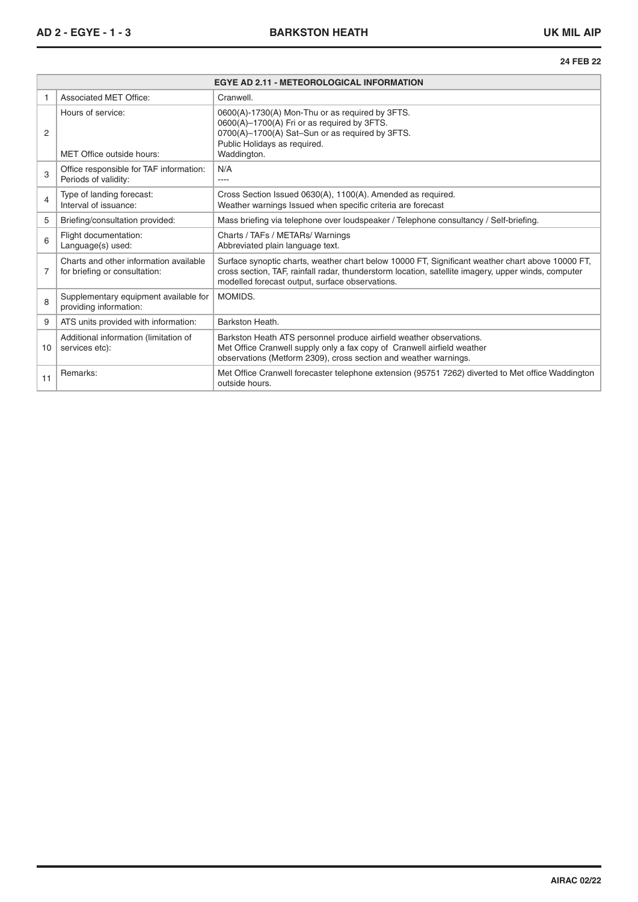| EGYE AD 2.11 - METEOROLOGICAL INFORMATION | | |
|---|---|---|
| 1 | Associated MET Office: | Cranwell. |
| 2 | Hours of service:<br><br><br><br>MET Office outside hours: | 0600(A)-1730(A) Mon-Thu or as required by 3FTS.<br>0600(A)–1700(A) Fri or as required by 3FTS.<br>0700(A)–1700(A) Sat–Sun or as required by 3FTS.<br>Public Holidays as required.<br>Waddington. |
| 3 | Office responsible for TAF information:<br>Periods of validity: | N/A<br>---- |
| 4 | Type of landing forecast:<br>Interval of issuance: | Cross Section Issued 0630(A), 1100(A). Amended as required.<br>Weather warnings Issued when specific criteria are forecast |
| 5 | Briefing/consultation provided: | Mass briefing via telephone over loudspeaker / Telephone consultancy / Self-briefing. |
| 6 | Flight documentation:<br>Language(s) used: | Charts / TAFs / METARs/ Warnings<br>Abbreviated plain language text. |
| 7 | Charts and other information available for briefing or consultation: | Surface synoptic charts, weather chart below 10000 FT, Significant weather chart above 10000 FT, cross section, TAF, rainfall radar, thunderstorm location, satellite imagery, upper winds, computer modelled forecast output, surface observations. |
| 8 | Supplementary equipment available for providing information: | MOMIDS. |
| 9 | ATS units provided with information: | Barkston Heath. |
| 10 | Additional information (limitation of services etc): | Barkston Heath ATS personnel produce airfield weather observations.<br>Met Office Cranwell supply only a fax copy of Cranwell airfield weather observations (Metform 2309), cross section and weather warnings. |
| 11 | Remarks: | Met Office Cranwell forecaster telephone extension (95751 7262) diverted to Met office Waddington outside hours. |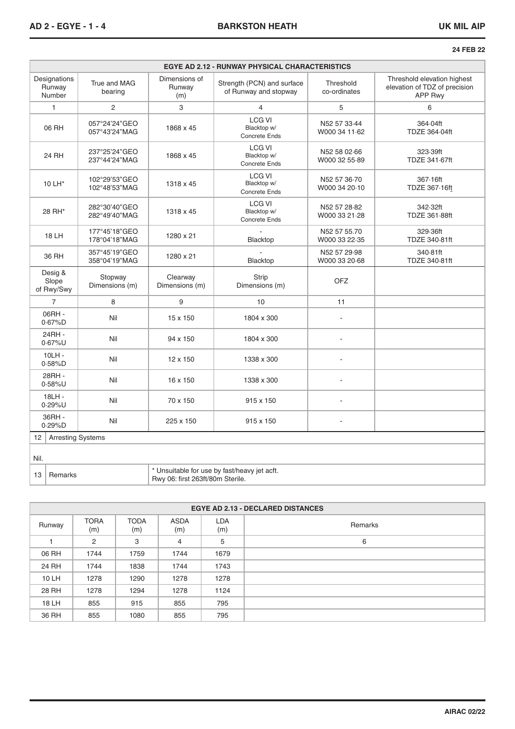**24 FEB 22**

## EGYE AD 2.12 - RUNWAY PHYSICAL CHARACTERISTICS

| Designations Runway Number | True and MAG bearing | Dimensions of Runway (m) | Strength (PCN) and surface of Runway and stopway | Threshold co-ordinates | Threshold elevation highest elevation of TDZ of precision APP Rwy |
|---|---|---|---|---|---|
| 1 | 2 | 3 | 4 | 5 | 6 |
| 06 RH | 057°24'24"GEO 057°43'24"MAG | 1868 x 45 | LCG VI Blacktop w/ Concrete Ends | N52 57 33·44 W000 34 11·62 | 364·04ft TDZE 364·04ft |
| 24 RH | 237°25'24"GEO 237°44'24"MAG | 1868 x 45 | LCG VI Blacktop w/ Concrete Ends | N52 58 02·66 W000 32 55·89 | 323·39ft TDZE 341·67ft |
| 10 LH* | 102°29'53"GEO 102°48'53"MAG | 1318 x 45 | LCG VI Blacktop w/ Concrete Ends | N52 57 36·70 W000 34 20·10 | 367·16ft TDZE 367·16ft |
| 28 RH* | 282°30'40"GEO 282°49'40"MAG | 1318 x 45 | LCG VI Blacktop w/ Concrete Ends | N52 57 28·82 W000 33 21·28 | 342·32ft TDZE 361·88ft |
| 18 LH | 177°45'18"GEO 178°04'18"MAG | 1280 x 21 | - Blacktop | N52 57 55.70 W000 33 22·35 | 329·36ft TDZE 340·81ft |
| 36 RH | 357°45'19"GEO 358°04'19"MAG | 1280 x 21 | - Blacktop | N52 57 29·98 W000 33 20·68 | 340·81ft TDZE 340·81ft |

| Desig & Slope of Rwy/Swy | Stopway Dimensions (m) | Clearway Dimensions (m) | Strip Dimensions (m) | OFZ |
|---|---|---|---|---|
| 7 | 8 | 9 | 10 | 11 |
| 06RH - 0·67%D | Nil | 15 x 150 | 1804 x 300 | - |
| 24RH - 0·67%U | Nil | 94 x 150 | 1804 x 300 | - |
| 10LH - 0·58%D | Nil | 12 x 150 | 1338 x 300 | - |
| 28RH - 0·58%U | Nil | 16 x 150 | 1338 x 300 | - |
| 18LH - 0·29%U | Nil | 70 x 150 | 915 x 150 | - |
| 36RH - 0·29%D | Nil | 225 x 150 | 915 x 150 | - |

12 Arresting Systems

Nil.

13 Remarks

* Unsuitable for use by fast/heavy jet acft.
Rwy 06: first 263ft/80m Sterile.

## EGYE AD 2.13 - DECLARED DISTANCES

| Runway | TORA (m) | TODA (m) | ASDA (m) | LDA (m) | Remarks |
|---|---|---|---|---|---|
| 1 | 2 | 3 | 4 | 5 | 6 |
| 06 RH | 1744 | 1759 | 1744 | 1679 | |
| 24 RH | 1744 | 1838 | 1744 | 1743 | |
| 10 LH | 1278 | 1290 | 1278 | 1278 | |
| 28 RH | 1278 | 1294 | 1278 | 1124 | |
| 18 LH | 855 | 915 | 855 | 795 | |
| 36 RH | 855 | 1080 | 855 | 795 | |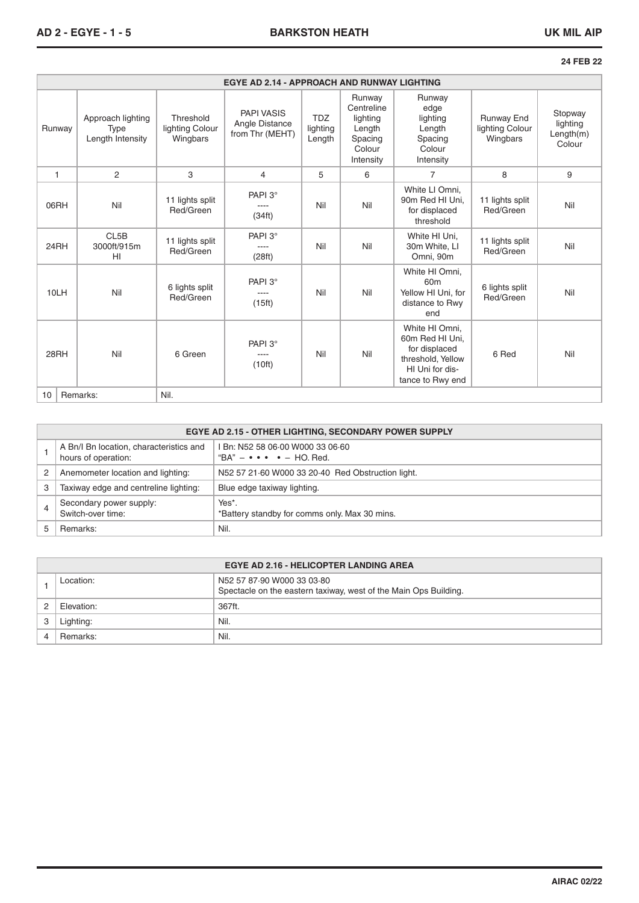24 FEB 22

| EGYE AD 2.14 - APPROACH AND RUNWAY LIGHTING | | | | | | | | |
|---|---|---|---|---|---|---|---|---|
| Runway | Approach lighting Type Length Intensity | Threshold lighting Colour Wingbars | PAPI VASIS Angle Distance from Thr (MEHT) | TDZ lighting Length | Runway Centreline lighting Length Spacing Colour Intensity | Runway edge lighting Length Spacing Colour Intensity | Runway End lighting Colour Wingbars | Stopway lighting Length(m) Colour |
| 1 | 2 | 3 | 4 | 5 | 6 | 7 | 8 | 9 |
| 06RH | Nil | 11 lights split Red/Green | PAPI 3° ---- (34ft) | Nil | Nil | White LI Omni, 90m Red HI Uni, for displaced threshold | 11 lights split Red/Green | Nil |
| 24RH | CL5B 3000ft/915m HI | 11 lights split Red/Green | PAPI 3° ---- (28ft) | Nil | Nil | White HI Uni, 30m White, LI Omni, 90m | 11 lights split Red/Green | Nil |
| 10LH | Nil | 6 lights split Red/Green | PAPI 3° ---- (15ft) | Nil | Nil | White HI Omni, 60m Yellow HI Uni, for distance to Rwy end | 6 lights split Red/Green | Nil |
| 28RH | Nil | 6 Green | PAPI 3° ---- (10ft) | Nil | Nil | White HI Omni, 60m Red HI Uni, for displaced threshold, Yellow HI Uni for distance to Rwy end | 6 Red | Nil |
| 10 | Remarks: | Nil. | | | | | | |

| EGYE AD 2.15 - OTHER LIGHTING, SECONDARY POWER SUPPLY | | |
|---|---|---|
| 1 | A Bn/I Bn location, characteristics and hours of operation: | I Bn: N52 58 06·00 W000 33 06·60 "BA" – • • • • – HO. Red. |
| 2 | Anemometer location and lighting: | N52 57 21·60 W000 33 20·40 Red Obstruction light. |
| 3 | Taxiway edge and centreline lighting: | Blue edge taxiway lighting. |
| 4 | Secondary power supply: Switch-over time: | Yes*. *Battery standby for comms only. Max 30 mins. |
| 5 | Remarks: | Nil. |

| EGYE AD 2.16 - HELICOPTER LANDING AREA | | |
|---|---|---|
| 1 | Location: | N52 57 87·90 W000 33 03·80 Spectacle on the eastern taxiway, west of the Main Ops Building. |
| 2 | Elevation: | 367ft. |
| 3 | Lighting: | Nil. |
| 4 | Remarks: | Nil. |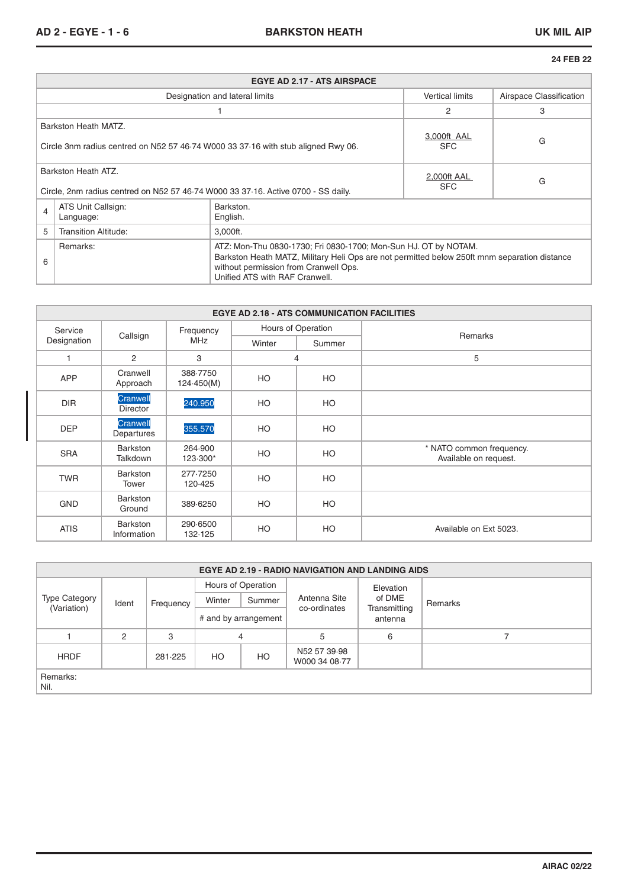24 FEB 22

| EGYE AD 2.17 - ATS AIRSPACE | | |
|---|---|---|
| Designation and lateral limits | Vertical limits | Airspace Classification |
| 1 | 2 | 3 |
| Barkston Heath MATZ.<br><br>Circle 3nm radius centred on N52 57 46·74 W000 33 37·16 with stub aligned Rwy 06. | 3,000ft AAL<br>SFC | G |
| Barkston Heath ATZ.<br><br>Circle, 2nm radius centred on N52 57 46·74 W000 33 37·16. Active 0700 - SS daily. | 2,000ft AAL<br>SFC | G |

| | | |
|---|---|---|
| 4 | ATS Unit Callsign:<br>Language: | Barkston.<br>English. |
| 5 | Transition Altitude: | 3,000ft. |
| 6 | Remarks: | ATZ: Mon-Thu 0830-1730; Fri 0830-1700; Mon-Sun HJ. OT by NOTAM.<br>Barkston Heath MATZ, Military Heli Ops are not permitted below 250ft mnm separation distance without permission from Cranwell Ops.<br>Unified ATS with RAF Cranwell. |

| EGYE AD 2.18 - ATS COMMUNICATION FACILITIES | | | | | |
|---|---|---|---|---|---|
| Service Designation | Callsign | Frequency MHz | Hours of Operation | | Remarks |
| | | | Winter | Summer | |
| 1 | 2 | 3 | 4 | | 5 |
| APP | Cranwell Approach | 388·7750<br>124·450(M) | HO | HO | |
| DIR | Cranwell Director | 240.950 | HO | HO | |
| DEP | Cranwell Departures | 355.570 | HO | HO | |
| SRA | Barkston Talkdown | 264·900<br>123·300* | HO | HO | * NATO common frequency.<br>Available on request. |
| TWR | Barkston Tower | 277·7250<br>120·425 | HO | HO | |
| GND | Barkston Ground | 389·6250 | HO | HO | |
| ATIS | Barkston Information | 290·6500<br>132·125 | HO | HO | Available on Ext 5023. |

| EGYE AD 2.19 - RADIO NAVIGATION AND LANDING AIDS | | | | | | | |
|---|---|---|---|---|---|---|---|
| Type Category (Variation) | Ident | Frequency | Hours of Operation | | Antenna Site co-ordinates | Elevation of DME Transmitting antenna | Remarks |
| | | | Winter | Summer | | | |
| | | | # and by arrangement | | | | |
| 1 | 2 | 3 | 4 | | 5 | 6 | 7 |
| HRDF | | 281·225 | HO | HO | N52 57 39·98<br>W000 34 08·77 | | |
| Remarks:<br>Nil. | | | | | | | |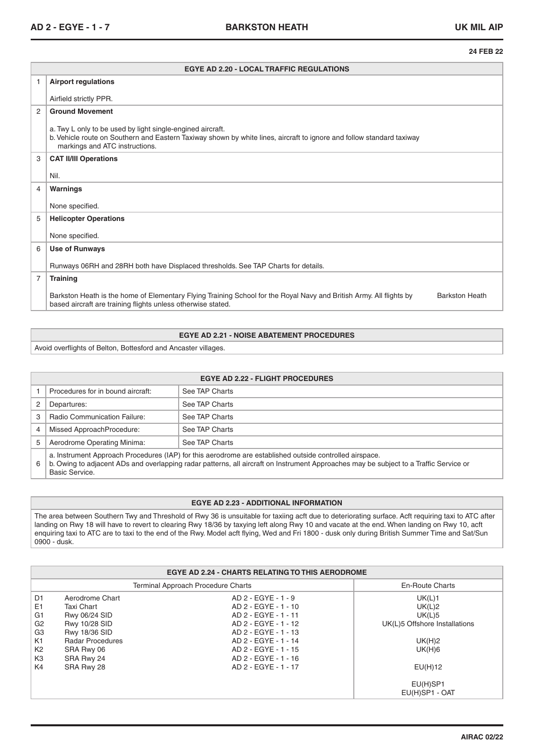**24 FEB 22**

## EGYE AD 2.20 - LOCAL TRAFFIC REGULATIONS

| | |
|---|---|
| 1 | **Airport regulations**<br><br>Airfield strictly PPR. |
| 2 | **Ground Movement**<br><br>a. Twy L only to be used by light single-engined aircraft.<br>b. Vehicle route on Southern and Eastern Taxiway shown by white lines, aircraft to ignore and follow standard taxiway markings and ATC instructions. |
| 3 | **CAT II/III Operations**<br><br>Nil. |
| 4 | **Warnings**<br><br>None specified. |
| 5 | **Helicopter Operations**<br><br>None specified. |
| 6 | **Use of Runways**<br><br>Runways 06RH and 28RH both have Displaced thresholds. See TAP Charts for details. |
| 7 | **Training**<br><br>Barkston Heath is the home of Elementary Flying Training School for the Royal Navy and British Army. All flights by Barkston Heath based aircraft are training flights unless otherwise stated. |

## EGYE AD 2.21 - NOISE ABATEMENT PROCEDURES

Avoid overflights of Belton, Bottesford and Ancaster villages.

## EGYE AD 2.22 - FLIGHT PROCEDURES

| | | |
|---|---|---|
| 1 | Procedures for in bound aircraft: | See TAP Charts |
| 2 | Departures: | See TAP Charts |
| 3 | Radio Communication Failure: | See TAP Charts |
| 4 | Missed ApproachProcedure: | See TAP Charts |
| 5 | Aerodrome Operating Minima: | See TAP Charts |
| 6 | a. Instrument Approach Procedures (IAP) for this aerodrome are established outside controlled airspace.<br>b. Owing to adjacent ADs and overlapping radar patterns, all aircraft on Instrument Approaches may be subject to a Traffic Service or Basic Service. | |

## EGYE AD 2.23 - ADDITIONAL INFORMATION

The area between Southern Twy and Threshold of Rwy 36 is unsuitable for taxiing acft due to deteriorating surface. Acft requiring taxi to ATC after landing on Rwy 18 will have to revert to clearing Rwy 18/36 by taxying left along Rwy 10 and vacate at the end. When landing on Rwy 10, acft enquiring taxi to ATC are to taxi to the end of the Rwy. Model acft flying, Wed and Fri 1800 - dusk only during British Summer Time and Sat/Sun 0900 - dusk.

## EGYE AD 2.24 - CHARTS RELATING TO THIS AERODROME

| Terminal Approach Procedure Charts | | | En-Route Charts |
|---|---|---|---|
| D1 | Aerodrome Chart | AD 2 - EGYE - 1 - 9 | UK(L)1 |
| E1 | Taxi Chart | AD 2 - EGYE - 1 - 10 | UK(L)2 |
| G1 | Rwy 06/24 SID | AD 2 - EGYE - 1 - 11 | UK(L)5 |
| G2 | Rwy 10/28 SID | AD 2 - EGYE - 1 - 12 | UK(L)5 Offshore Installations |
| G3 | Rwy 18/36 SID | AD 2 - EGYE - 1 - 13 | |
| K1 | Radar Procedures | AD 2 - EGYE - 1 - 14 | UK(H)2 |
| K2 | SRA Rwy 06 | AD 2 - EGYE - 1 - 15 | UK(H)6 |
| K3 | SRA Rwy 24 | AD 2 - EGYE - 1 - 16 | |
| K4 | SRA Rwy 28 | AD 2 - EGYE - 1 - 17 | EU(H)12 |
| | | | EU(H)SP1 |
| | | | EU(H)SP1 - OAT |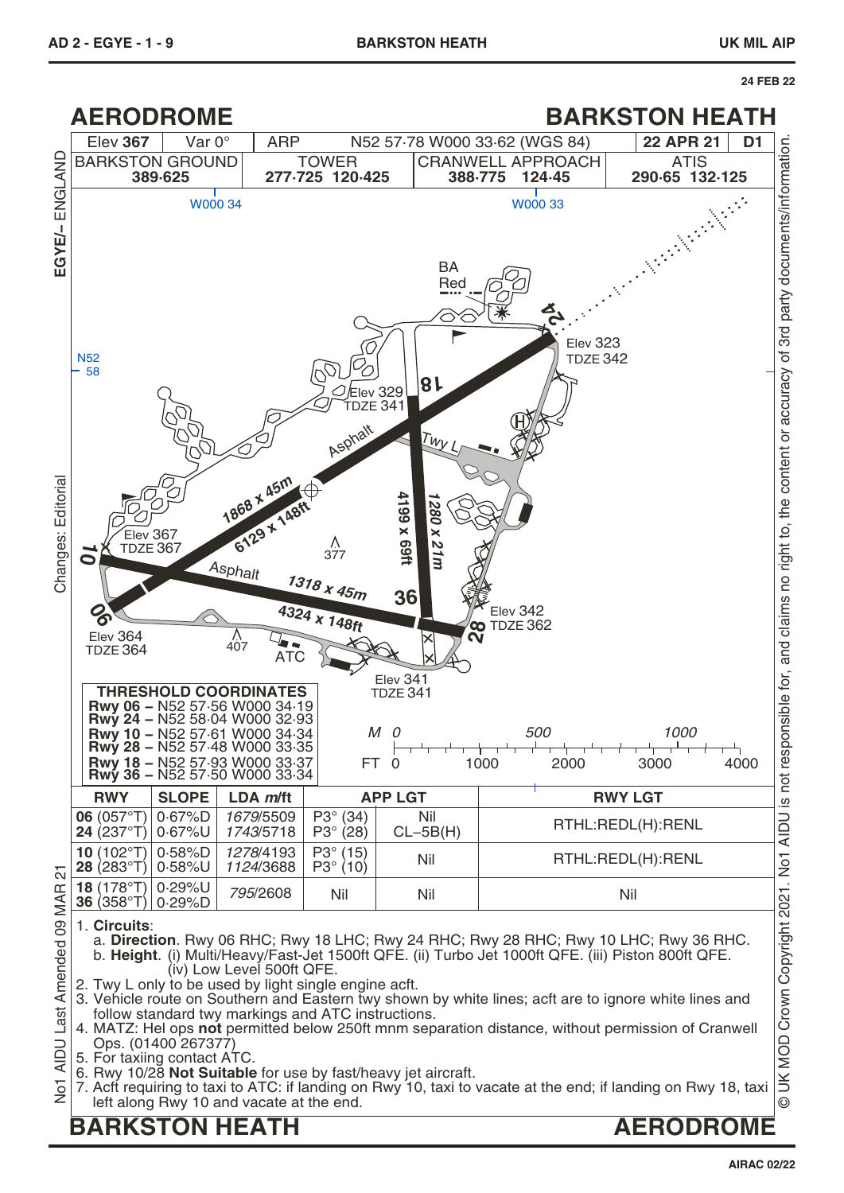# AERODROME — BARKSTON HEATH

| Elev 367 | Var 0° | ARP | N52 57·78 W000 33·62 (WGS 84) | 22 APR 21 | D1 |
|---|---|---|---|---|---|

| BARKSTON GROUND | TOWER | CRANWELL APPROACH | ATIS |
|---|---|---|---|
| 389·625 | 277·725 120·425 | 388·775 124·45 | 290·65 132·125 |

W000 34 · W000 33 · N52 58

BA Red

Elev 323 TDZE 342 · Elev 329 TDZE 341 · Asphalt · Twy L · 1868 x 45m · 6129 x 148ft · 4199 x 69ft · 1280 x 21m · Elev 367 TDZE 367 · 377 · Asphalt · 1318 x 45m · 4324 x 148ft · Elev 342 TDZE 362 · Elev 364 TDZE 364 · 407 · ATC · Elev 341 TDZE 341

Runways: 06, 24, 10, 28, 18, 36

Scale: M 0 500 1000; FT 0 1000 2000 3000 4000

**THRESHOLD COORDINATES**
- **Rwy 06 –** N52 57·56 W000 34·19
- **Rwy 24 –** N52 58·04 W000 32·93
- **Rwy 10 –** N52 57·61 W000 34·34
- **Rwy 28 –** N52 57·48 W000 33·35
- **Rwy 18 –** N52 57·93 W000 33·37
- **Rwy 36 –** N52 57·50 W000 33·34

| RWY | SLOPE | LDA m/ft | APP LGT | | RWY LGT |
|---|---|---|---|---|---|
| **06** (057°T)<br>**24** (237°T) | 0·67%D<br>0·67%U | *1679*/5509<br>*1743*/5718 | P3° (34)<br>P3° (28) | Nil<br>CL–5B(H) | RTHL:REDL(H):RENL |
| **10** (102°T)<br>**28** (283°T) | 0·58%D<br>0·58%U | *1278*/4193<br>*1124*/3688 | P3° (15)<br>P3° (10) | Nil | RTHL:REDL(H):RENL |
| **18** (178°T)<br>**36** (358°T) | 0·29%U<br>0·29%D | *795*/2608 | Nil | Nil | Nil |

1. **Circuits**:
   a. **Direction**. Rwy 06 RHC; Rwy 18 LHC; Rwy 24 RHC; Rwy 28 RHC; Rwy 10 LHC; Rwy 36 RHC.
   b. **Height**. (i) Multi/Heavy/Fast-Jet 1500ft QFE. (ii) Turbo Jet 1000ft QFE. (iii) Piston 800ft QFE. (iv) Low Level 500ft QFE.
2. Twy L only to be used by light single engine acft.
3. Vehicle route on Southern and Eastern twy shown by white lines; acft are to ignore white lines and follow standard twy markings and ATC instructions.
4. MATZ: Hel ops **not** permitted below 250ft mnm separation distance, without permission of Cranwell Ops. (01400 267377)
5. For taxiing contact ATC.
6. Rwy 10/28 **Not Suitable** for use by fast/heavy jet aircraft.
7. Acft requiring to taxi to ATC: if landing on Rwy 10, taxi to vacate at the end; if landing on Rwy 18, taxi left along Rwy 10 and vacate at the end.

EGYE/– ENGLAND · Changes: Editorial · No1 AIDU Last Amended 09 MAR 21 · © UK MOD Crown Copyright 2021. No1 AIDU is not responsible for, and claims no right to, the content or accuracy of 3rd party documents/information.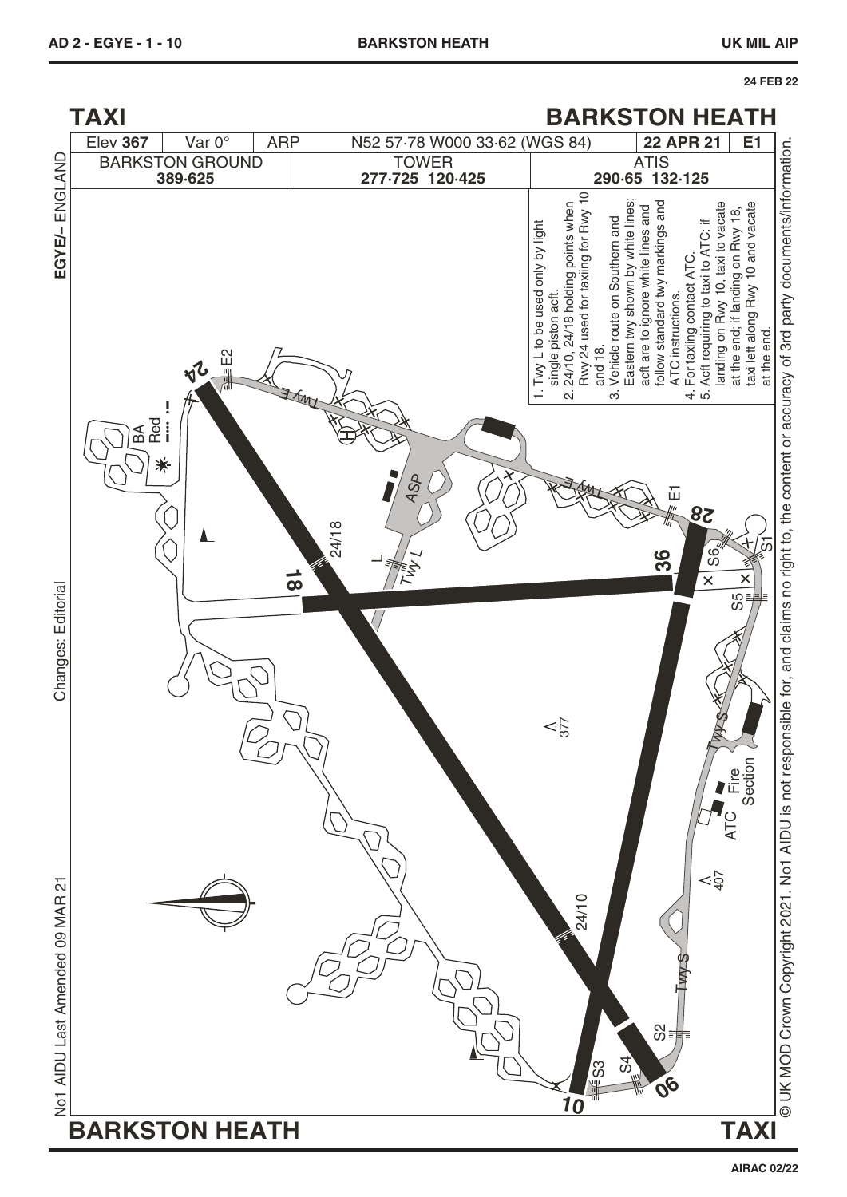# TAXI — BARKSTON HEATH

| Elev **367** | Var 0° | ARP | N52 57·78 W000 33·62 (WGS 84) | **22 APR 21** | **E1** |
|---|---|---|---|---|---|
| BARKSTON GROUND **389·625** | | TOWER **277·725 120·425** | | ATIS **290·65 132·125** | |

EGYE/– ENGLAND

1. Twy L to be used only by light single piston acft.
2. 24/10, 24/18 holding points when Rwy 24 used for taxiing for Rwy 10 and 18.
3. Vehicle route on Southern and Eastern twy shown by white lines; acft are to ignore white lines and follow standard twy markings and ATC instructions.
4. For taxiing contact ATC.
5. Acft requiring to taxi to ATC: if landing on Rwy 10, taxi to vacate at the end; if landing on Rwy 18, taxi left along Rwy 10 and vacate at the end.

24 E2 BA Red Twy E H ASP E1 28 36 S6 S1 24/18 18 L Twy L S5 Twy S Fire Section ATC 377 407 24/10 Twy S S2 S4 S3 06 10

Changes: Editorial

No1 AIDU Last Amended 09 MAR 21

© UK MOD Crown Copyright 2021. No1 AIDU is not responsible for, and claims no right to, the content or accuracy of 3rd party documents/information.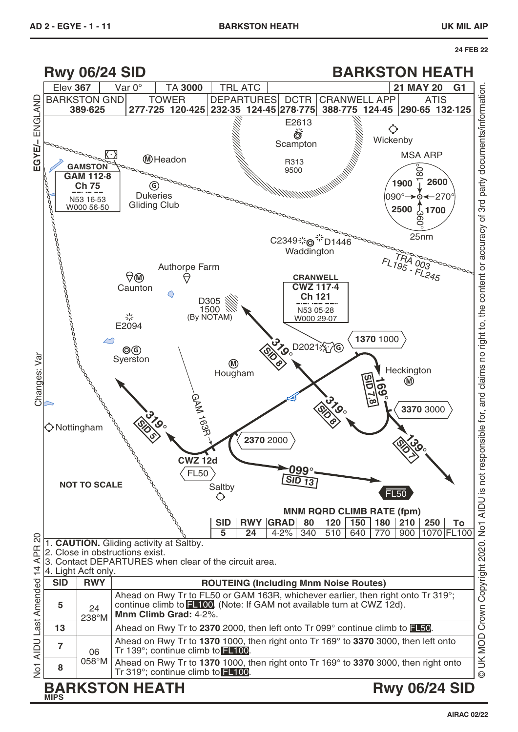# Rwy 06/24 SID — BARKSTON HEATH

| Elev 367 | Var 0° | TA 3000 | TRL ATC | | 21 MAY 20 | G1 |
|---|---|---|---|---|---|---|

| BARKSTON GND | TOWER | DEPARTURES | DCTR | CRANWELL APP | ATIS |
|---|---|---|---|---|---|
| 389·625 | 277·725 120·425 | 232·35 124·45 | 278·775 | 388·775 124·45 | 290·65 132·125 |

GAMSTON GAM 112·8 Ch 75 N53 16·53 W000 56·50

CRANWELL CWZ 117·4 Ch 121 N53 05·28 W000 29·07

MSA ARP 25nm: 1900 / 2600 / 2500 / 1700

TRA 003 FL195 - FL245

D305 1500 (By NOTAM)

R313 9500

NOT TO SCALE

**MNM RQRD CLIMB RATE (fpm)**

| SID | RWY | GRAD | 80 | 120 | 150 | 180 | 210 | 250 | To |
|---|---|---|---|---|---|---|---|---|---|
| 5 | 24 | 4·2% | 340 | 510 | 640 | 770 | 900 | 1070 | FL100 |

1. **CAUTION.** Gliding activity at Saltby.
2. Close in obstructions exist.
3. Contact DEPARTURES when clear of the circuit area.
4. Light Acft only.

| SID | RWY | ROUTEING (Including Mnm Noise Routes) |
|---|---|---|
| 5 | 24 238°M | Ahead on Rwy Tr to FL50 or GAM 163R, whichever earlier, then right onto Tr 319°; continue climb to FL100. (Note: If GAM not available turn at CWZ 12d). **Mnm Climb Grad:** 4·2%. |
| 13 | | Ahead on Rwy Tr to **2370** 2000, then left onto Tr 099° continue climb to FL50. |
| 7 | 06 058°M | Ahead on Rwy Tr to **1370** 1000, then right onto Tr 169° to **3370** 3000, then left onto Tr 139°; continue climb to FL100. |
| 8 | | Ahead on Rwy Tr to **1370** 1000, then right onto Tr 169° to **3370** 3000, then right onto Tr 319°; continue climb to FL100. |

# BARKSTON HEATH — Rwy 06/24 SID

MIPS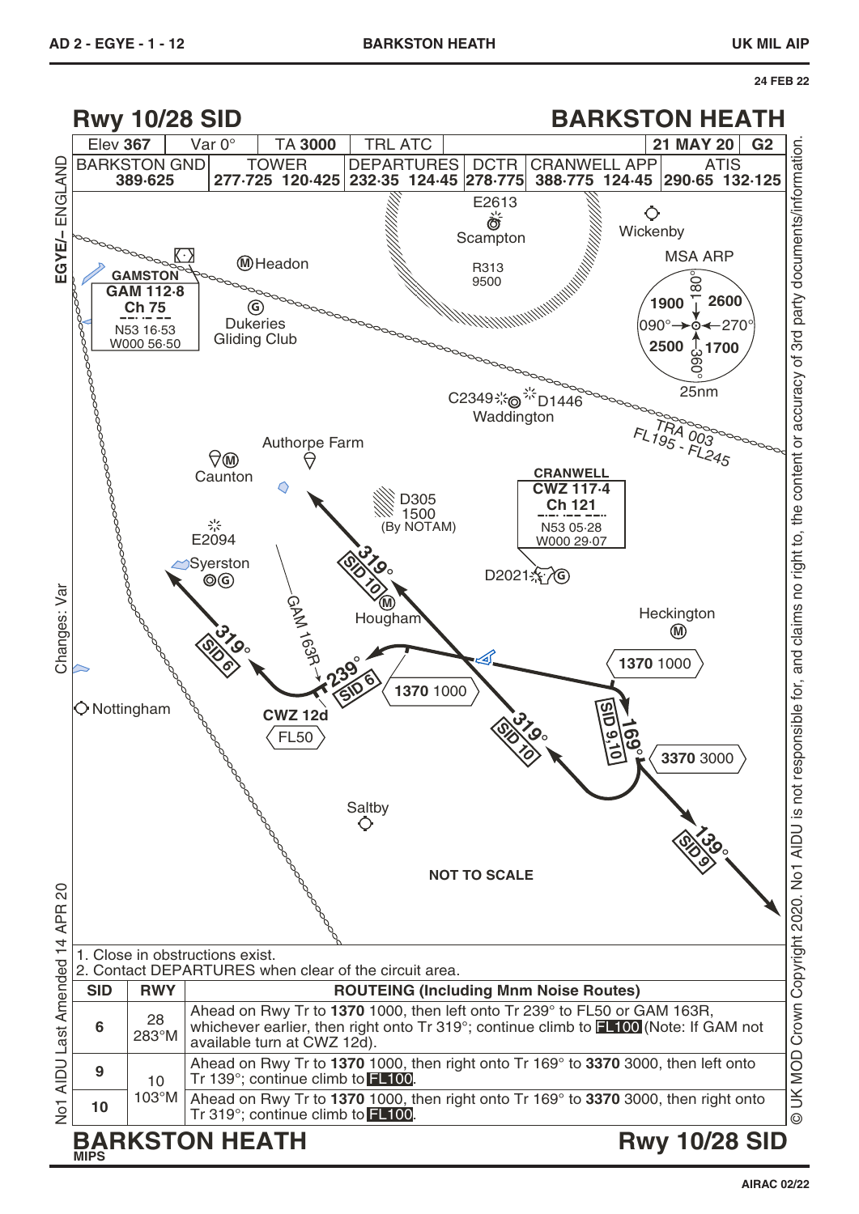# Rwy 10/28 SID — BARKSTON HEATH

| Elev 367 | Var 0° | TA 3000 | TRL ATC | 21 MAY 20 | G2 |
|---|---|---|---|---|---|

| BARKSTON GND | TOWER | DEPARTURES | DCTR | CRANWELL APP | ATIS |
|---|---|---|---|---|---|
| 389·625 | 277·725 120·425 | 232·35 124·45 | 278·775 | 388·775 124·45 | 290·65 132·125 |

E2613 Scampton R313 9500 Wickenby

MSA ARP: 090°–180°: 1900; 180°–270°: 2600; 360°–090°: 2500; 270°–360°: 1700; 25nm

GAMSTON GAM 112·8 Ch 75 N53 16·53 W000 56·50

Headon, Dukeries Gliding Club

C2349 D1446 Waddington

TRA 003 FL195 - FL245

Authorpe Farm, Caunton

CRANWELL CWZ 117·4 Ch 121 N53 05·28 W000 29·07

D305 1500 (By NOTAM)

E2094, Syerston, D2021, Hougham, Heckington

GAM 163R

319° SID 10; 319° SID 6; 239° SID 6; 169° SID 9,10; 139° SID 9

1370 1000; 3370 3000

CWZ 12d FL50

Nottingham, Saltby

NOT TO SCALE

1. Close in obstructions exist.
2. Contact DEPARTURES when clear of the circuit area.

| SID | RWY | ROUTEING (Including Mnm Noise Routes) |
|---|---|---|
| 6 | 28 283°M | Ahead on Rwy Tr to **1370** 1000, then left onto Tr 239° to FL50 or GAM 163R, whichever earlier, then right onto Tr 319°; continue climb to **FL100** (Note: If GAM not available turn at CWZ 12d). |
| 9 | 10 103°M | Ahead on Rwy Tr to **1370** 1000, then right onto Tr 169° to **3370** 3000, then left onto Tr 139°; continue climb to **FL100**. |
| 10 | | Ahead on Rwy Tr to **1370** 1000, then right onto Tr 169° to **3370** 3000, then right onto Tr 319°; continue climb to **FL100**. |

MIPS

Changes: Var

No1 AIDU Last Amended 14 APR 20

© UK MOD Crown Copyright 2020. No1 AIDU is not responsible for, and claims no right to, the content or accuracy of 3rd party documents/information.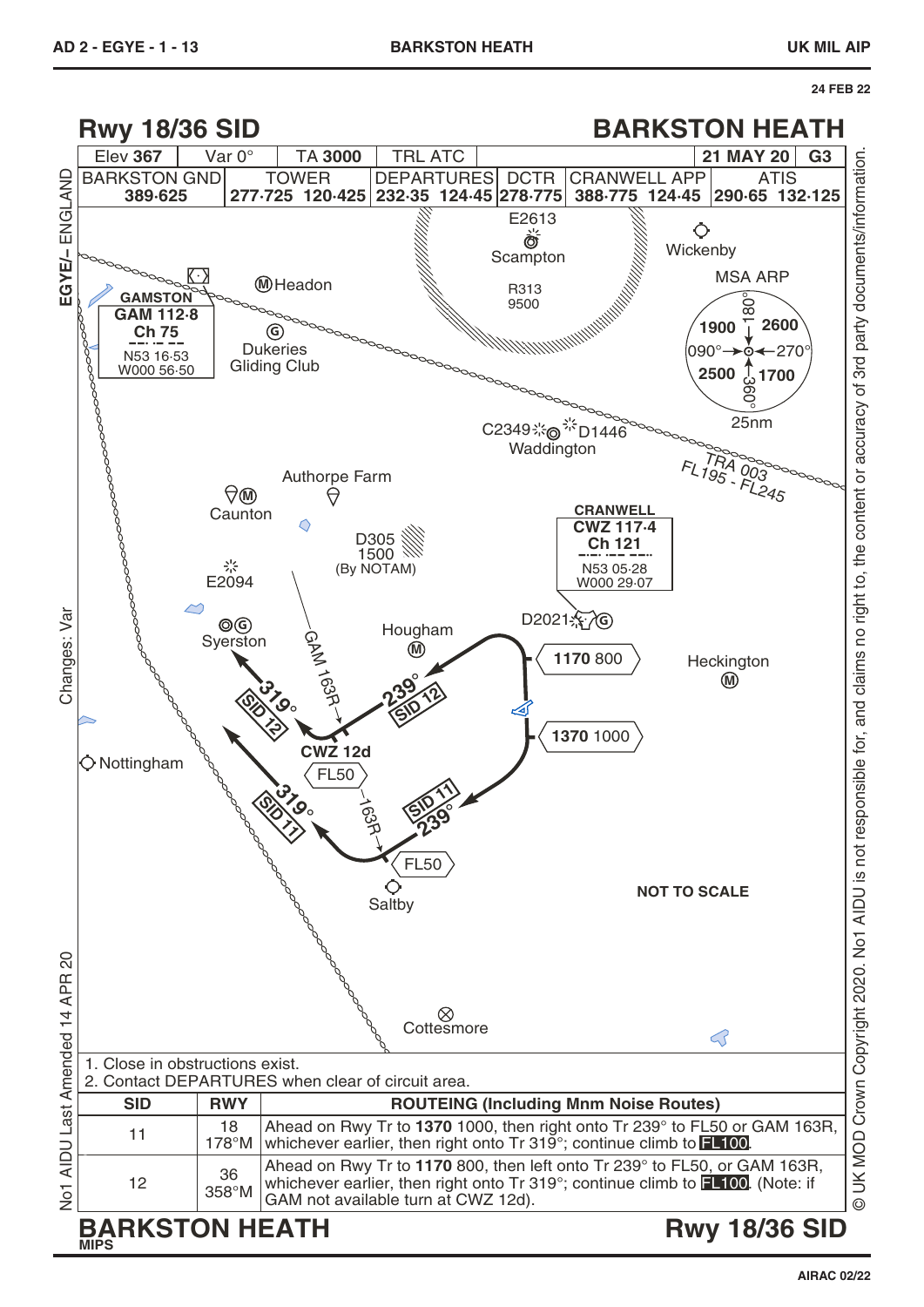# Rwy 18/36 SID — BARKSTON HEATH

| Elev **367** | Var 0° | TA **3000** | TRL ATC | | **21 MAY 20** | **G3** |
|---|---|---|---|---|---|---|
| BARKSTON GND 389·625 | TOWER 277·725 120·425 | DEPARTURES 232·35 124·45 | DCTR 278·775 | CRANWELL APP 388·775 124·45 | ATIS 290·65 132·125 | |

E2613 Scampton

Wickenby

MSA ARP: 1900 / 2600 / 2500 / 1700; 180° / 090° / 270° / 360°; 25nm

Headon

GAMSTON GAM 112·8 Ch 75 N53 16·53 W000 56·50

R313 9500

Dukeries Gliding Club

C2349 D1446 Waddington

TRA 003 FL195 - FL245

Authorpe Farm

Caunton

CRANWELL CWZ 117·4 Ch 121 N53 05·28 W000 29·07

D305 1500 (By NOTAM)

E2094

D2021

Syerston

Hougham

GAM 163R

1170 800

Heckington

319° SID 12

239° SID 12

1370 1000

CWZ 12d

Nottingham

FL50

319° SID 11

163R

SID 11 239°

FL50

Saltby

NOT TO SCALE

Cottesmore

1. Close in obstructions exist.
2. Contact DEPARTURES when clear of circuit area.

| SID | RWY | ROUTEING (Including Mnm Noise Routes) |
|---|---|---|
| 11 | 18 178°M | Ahead on Rwy Tr to **1370** 1000, then right onto Tr 239° to FL50 or GAM 163R, whichever earlier, then right onto Tr 319°; continue climb to **FL100**. |
| 12 | 36 358°M | Ahead on Rwy Tr to **1170** 800, then left onto Tr 239° to FL50, or GAM 163R, whichever earlier, then right onto Tr 319°; continue climb to **FL100**. (Note: if GAM not available turn at CWZ 12d). |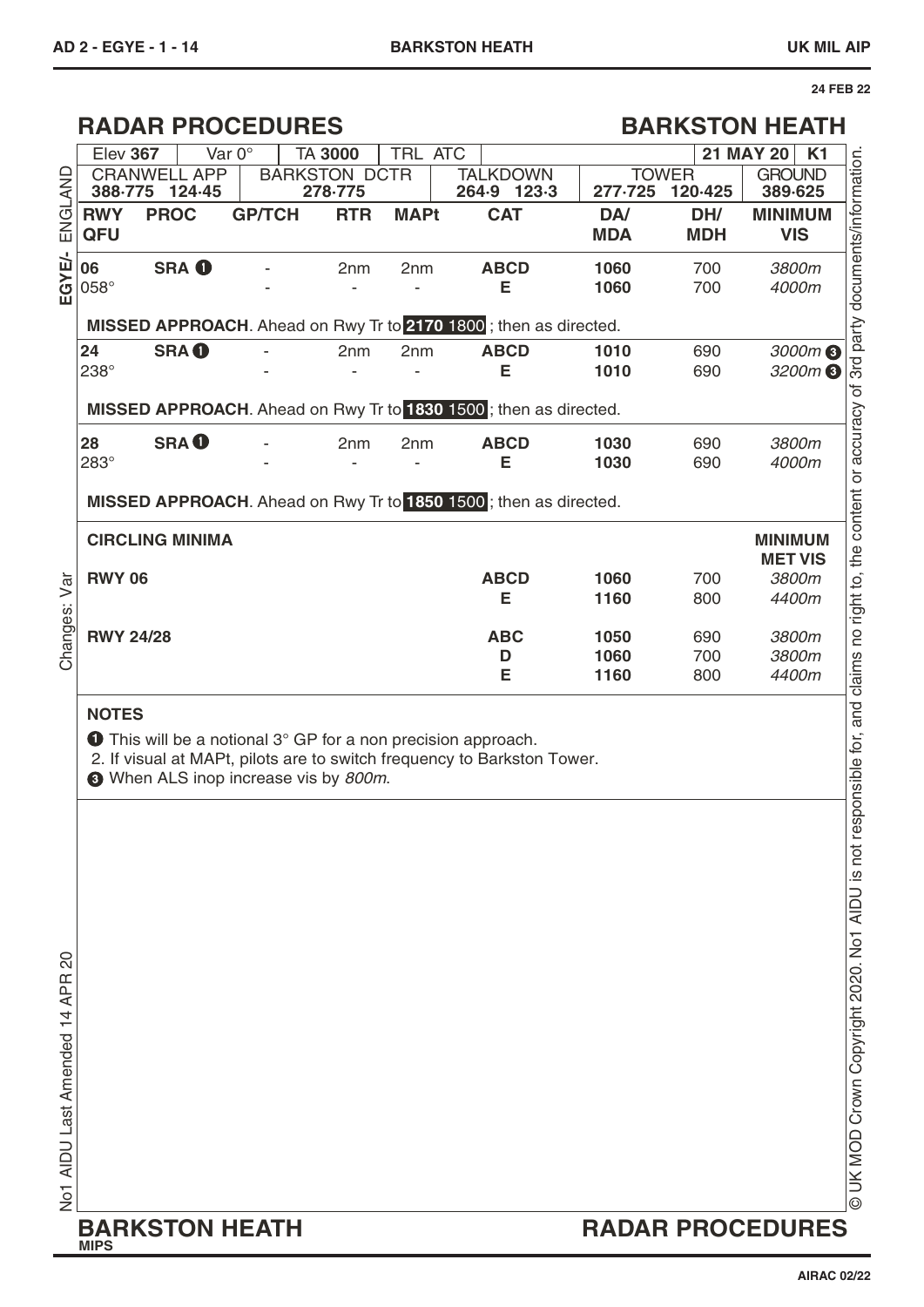# RADAR PROCEDURES — BARKSTON HEATH

| Elev 367 | Var 0° | TA 3000 | TRL ATC | | 21 MAY 20 | K1 |
|---|---|---|---|---|---|---|
| CRANWELL APP 388·775 124·45 | | BARKSTON DCTR 278·775 | | TALKDOWN 264·9 123·3 | TOWER 277·725 120·425 | GROUND 389·625 |

EGYE/- ENGLAND

| RWY QFU | PROC | GP/TCH | RTR | MAPt | CAT | DA/ MDA | DH/ MDH | MINIMUM VIS |
|---|---|---|---|---|---|---|---|---|
| 06 058° | SRA ❶ | - | 2nm | 2nm | ABCD | 1060 | 700 | *3800m* |
| | | - | - | - | E | 1060 | 700 | *4000m* |
| **MISSED APPROACH**. Ahead on Rwy Tr to **2170** 1800 ; then as directed. | | | | | | | | |
| 24 238° | SRA ❶ | - | 2nm | 2nm | ABCD | 1010 | 690 | *3000m* ❸ |
| | | - | - | - | E | 1010 | 690 | *3200m* ❸ |
| **MISSED APPROACH**. Ahead on Rwy Tr to **1830** 1500 ; then as directed. | | | | | | | | |
| 28 283° | SRA ❶ | - | 2nm | 2nm | ABCD | 1030 | 690 | *3800m* |
| | | - | - | - | E | 1030 | 690 | *4000m* |
| **MISSED APPROACH**. Ahead on Rwy Tr to **1850** 1500 ; then as directed. | | | | | | | | |

| CIRCLING MINIMA | CAT | | | MINIMUM MET VIS |
|---|---|---|---|---|
| RWY 06 | ABCD | 1060 | 700 | *3800m* |
| | E | 1160 | 800 | *4400m* |
| RWY 24/28 | ABC | 1050 | 690 | *3800m* |
| | D | 1060 | 700 | *3800m* |
| | E | 1160 | 800 | *4400m* |

**NOTES**

❶ This will be a notional 3° GP for a non precision approach.

2. If visual at MAPt, pilots are to switch frequency to Barkston Tower.

❸ When ALS inop increase vis by *800m*.

Changes: Var

No1 AIDU Last Amended 14 APR 20

© UK MOD Crown Copyright 2020. No1 AIDU is not responsible for, and claims no right to, the content or accuracy of 3rd party documents/information.

BARKSTON HEATH — RADAR PROCEDURES

MIPS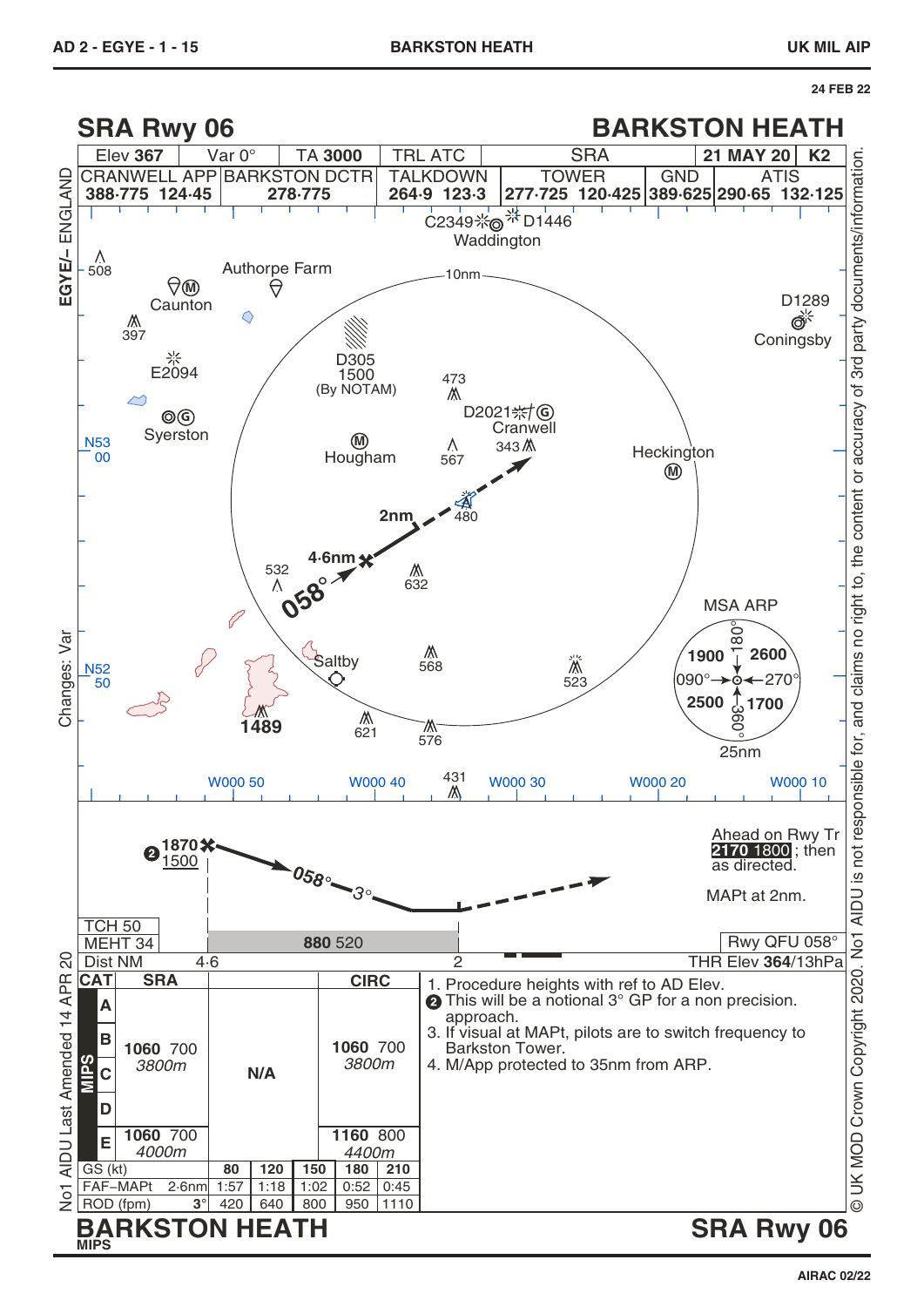# SRA Rwy 06 — BARKSTON HEATH

24 FEB 22

| Elev 367 | Var 0° | TA 3000 | TRL ATC | SRA | 21 MAY 20 | K2 |
|---|---|---|---|---|---|---|

| CRANWELL APP | BARKSTON DCTR | TALKDOWN | TOWER | GND | ATIS |
|---|---|---|---|---|---|
| 388·775 124·45 | 278·775 | 264·9 123·3 | 277·725 120·425 | 389·625 | 290·65 132·125 |

C2349 Waddington D1446

508, Authorpe Farm, 10nm, D1289 Coningsby

Caunton, 397, D305 1500 (By NOTAM), 473, E2094, D2021 Cranwell, Syerston, 343, N53 00, Hougham, 567, Heckington

2nm, 480, 4·6nm, 532, 058°, 632, MSA ARP

Saltby, 568, 523, N52 50, 1489, 621, 576, 431

W000 50, W000 40, W000 30, W000 20, W000 10

MSA ARP: 1900 (090°–180°), 2600 (180°–270°), 2500 (360°–090°), 1700 (270°–360°), 25nm

❷ 1870 / 1500 — 058° — 3°

Ahead on Rwy Tr **2170 1800**; then as directed.

MAPt at 2nm.

TCH 50

MEHT 34

880 520

Rwy QFU 058°

| Dist NM | 4·6 | 2 |
|---|---|---|

THR Elev **364**/13hPa

| CAT | SRA | | CIRC |
|---|---|---|---|
| A | | | |
| B | 1060 700 *3800m* | N/A | 1060 700 *3800m* |
| C | | | |
| D | | | |
| E | 1060 700 *4000m* | | 1160 800 *4400m* |

| GS (kt) | | 80 | 120 | 150 | 180 | 210 |
|---|---|---|---|---|---|---|
| FAF–MAPt | 2·6nm | 1:57 | 1:18 | 1:02 | 0:52 | 0:45 |
| ROD (fpm) | 3° | 420 | 640 | 800 | 950 | 1110 |

1. Procedure heights with ref to AD Elev.
2. ❷ This will be a notional 3° GP for a non precision approach.
3. If visual at MAPt, pilots are to switch frequency to Barkston Tower.
4. M/App protected to 35nm from ARP.

No1 AIDU Last Amended 14 APR 20

Changes: Var

© UK MOD Crown Copyright 2020. No1 AIDU is not responsible for, and claims no right to, the content or accuracy of 3rd party documents/information.

MIPS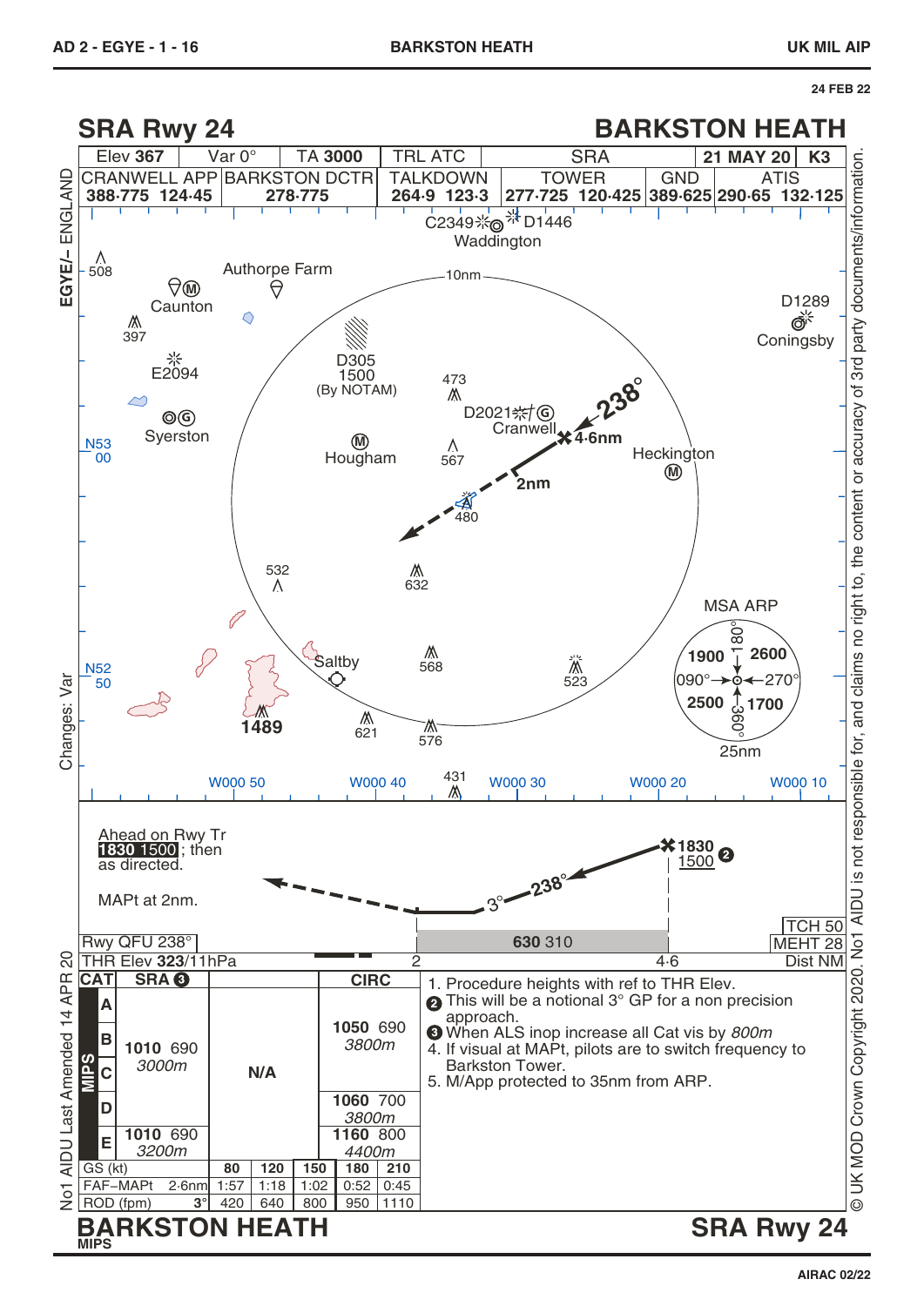# SRA Rwy 24 — BARKSTON HEATH

24 FEB 22

| Elev 367 | Var 0° | TA 3000 | TRL ATC | SRA | 21 MAY 20 | K3 |
|---|---|---|---|---|---|---|

| CRANWELL APP | BARKSTON DCTR | TALKDOWN | TOWER | GND | ATIS |
|---|---|---|---|---|---|
| 388·775 124·45 | 278·775 | 264·9 123·3 | 277·725 120·425 | 389·625 | 290·65 132·125 |

EGYE/– ENGLAND

C2349 D1446 Waddington
508
Caunton
Authorpe Farm
10nm
D1289 Coningsby
397
D305 1500 (By NOTAM)
E2094
473
D2021 Cranwell
238°
4·6nm
Syerston
N53 00
Hougham
567
Heckington
2nm
480
532
632
MSA ARP
180°
1900 2600
090° 270°
2500 1700
360°
25nm
N52 50
Saltby
568
523
1489
621
576
W000 50 W000 40 431 W000 30 W000 20 W000 10

Changes: Var

Ahead on Rwy Tr 1830 1500; then as directed.

MAPt at 2nm.

3° 238° 1830 1500 ❷

Rwy QFU 238°

THR Elev 323/11hPa

630 310

2 4·6

TCH 50
MEHT 28
Dist NM

| CAT | SRA ❸ | | CIRC |
|---|---|---|---|
| A | 1010 690 3000m | N/A | 1050 690 3800m |
| B | | | |
| C | | | |
| D | | | 1060 700 3800m |
| E | 1010 690 3200m | | 1160 800 4400m |

| GS (kt) | | 80 | 120 | 150 | 180 | 210 |
|---|---|---|---|---|---|---|
| FAF–MAPt | 2·6nm | 1:57 | 1:18 | 1:02 | 0:52 | 0:45 |
| ROD (fpm) | 3° | 420 | 640 | 800 | 950 | 1110 |

1. Procedure heights with ref to THR Elev.
2. This will be a notional 3° GP for a non precision approach.
3. When ALS inop increase all Cat vis by *800m*
4. If visual at MAPt, pilots are to switch frequency to Barkston Tower.
5. M/App protected to 35nm from ARP.

No1 AIDU Last Amended 14 APR 20

© UK MOD Crown Copyright 2020. No1 AIDU is not responsible for, and claims no right to, the content or accuracy of 3rd party documents/information.

**BARKSTON HEATH** — MIPS — **SRA Rwy 24**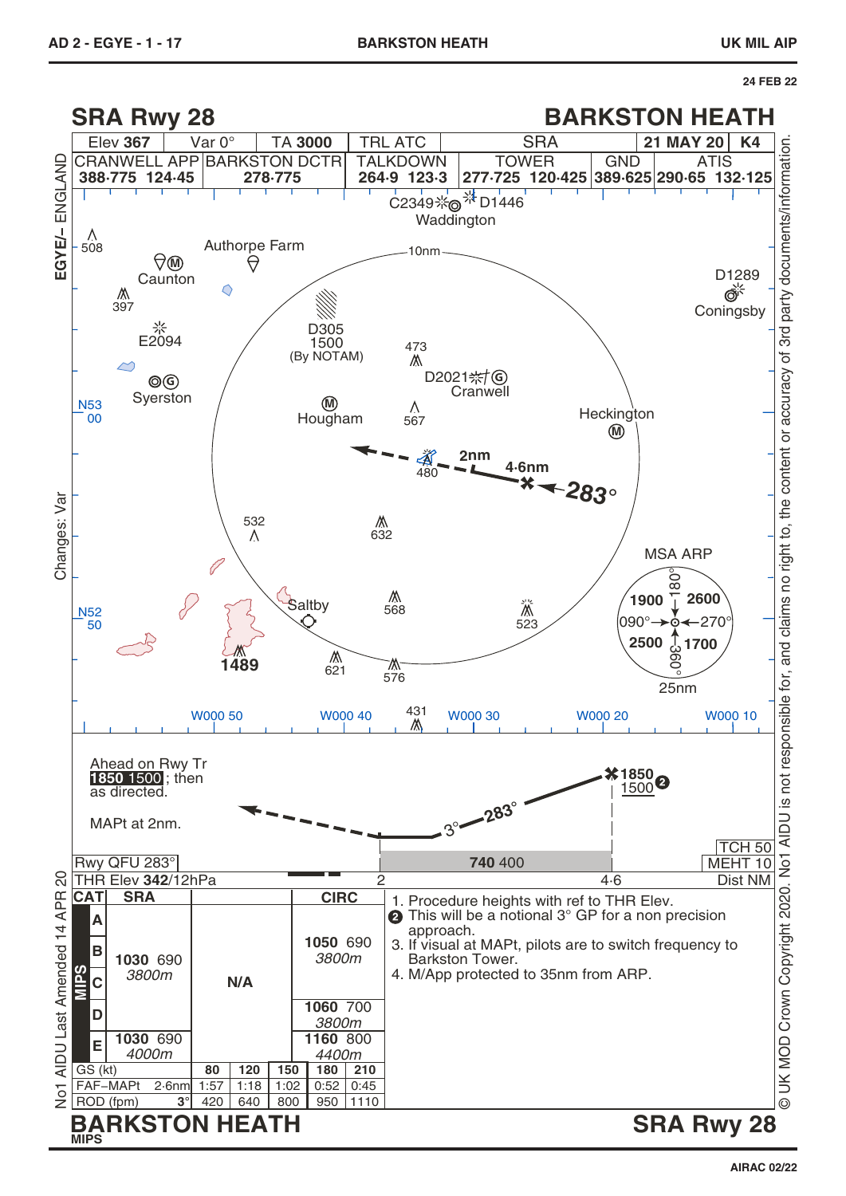# SRA Rwy 28 — BARKSTON HEATH

| Elev 367 | Var 0° | TA 3000 | TRL ATC | SRA | 21 MAY 20 | K4 |
|---|---|---|---|---|---|---|

| CRANWELL APP | BARKSTON DCTR | TALKDOWN | TOWER | GND | ATIS |
|---|---|---|---|---|---|
| 388·775 124·45 | 278·775 | 264·9 123·3 | 277·725 120·425 | 389·625 | 290·65 132·125 |

EGYE/– ENGLAND

Changes: Var

C2349 Waddington D1446

508

Caunton

Authorpe Farm

10nm

D1289 Coningsby

397

E2094

D305 1500 (By NOTAM)

473

D2021 Cranwell

Syerston

N53 00

Hougham

567

Heckington

480

2nm

4·6nm

283°

532

632

MSA ARP

1900 180° 2600

090° 270°

2500 360° 1700

25nm

N52 50

Saltby

568

523

1489

621

576

W000 50 W000 40 431 W000 30 W000 20 W000 10

Ahead on Rwy Tr 1850 1500; then as directed.

MAPt at 2nm.

3° 283°

1850 1500 ❷

TCH 50

Rwy QFU 283°

740 400

MEHT 10

THR Elev 342/12hPa

2 4·6 Dist NM

| CAT | SRA | | CIRC |
|---|---|---|---|
| A | 1030 690 3800m | N/A | 1050 690 3800m |
| B | | | |
| C | | | |
| D | | | 1060 700 3800m |
| E | 1030 690 4000m | | 1160 800 4400m |

| GS (kt) | | 80 | 120 | 150 | 180 | 210 |
|---|---|---|---|---|---|---|
| FAF–MAPt | 2·6nm | 1:57 | 1:18 | 1:02 | 0:52 | 0:45 |
| ROD (fpm) | 3° | 420 | 640 | 800 | 950 | 1110 |

1. Procedure heights with ref to THR Elev.
2. This will be a notional 3° GP for a non precision approach.
3. If visual at MAPt, pilots are to switch frequency to Barkston Tower.
4. M/App protected to 35nm from ARP.

MIPS

No1 AIDU Last Amended 14 APR 20

© UK MOD Crown Copyright 2020. No1 AIDU is not responsible for, and claims no right to, the content or accuracy of 3rd party documents/information.

BARKSTON HEATH — SRA Rwy 28

MIPS